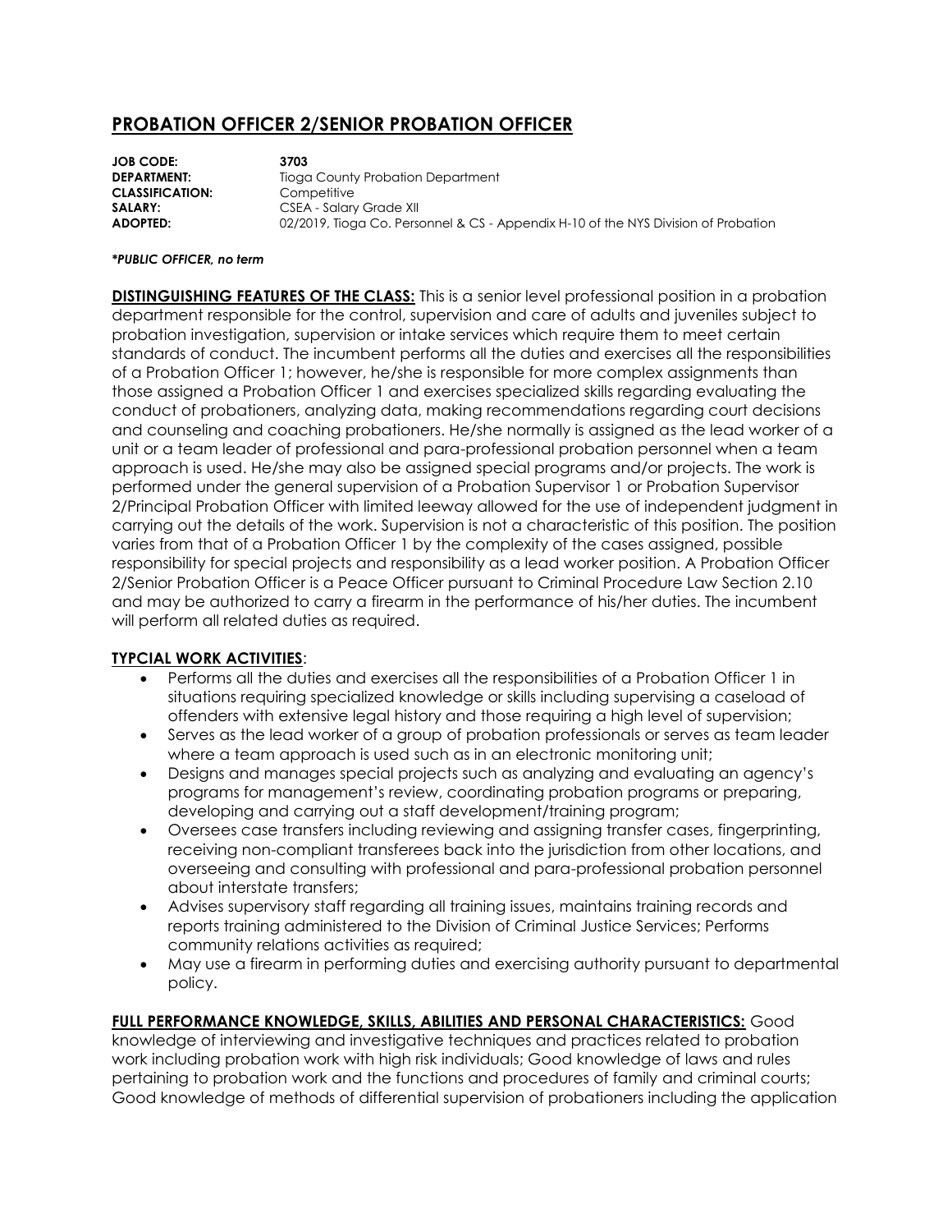# PROBATION OFFICER 2/SENIOR PROBATION OFFICER

**JOB CODE:** **3703**
**DEPARTMENT:** Tioga County Probation Department
**CLASSIFICATION:** Competitive
**SALARY:** CSEA - Salary Grade XII
**ADOPTED:** 02/2019, Tioga Co. Personnel & CS - Appendix H-10 of the NYS Division of Probation

***PUBLIC OFFICER, no term***

**DISTINGUISHING FEATURES OF THE CLASS:** This is a senior level professional position in a probation department responsible for the control, supervision and care of adults and juveniles subject to probation investigation, supervision or intake services which require them to meet certain standards of conduct. The incumbent performs all the duties and exercises all the responsibilities of a Probation Officer 1; however, he/she is responsible for more complex assignments than those assigned a Probation Officer 1 and exercises specialized skills regarding evaluating the conduct of probationers, analyzing data, making recommendations regarding court decisions and counseling and coaching probationers. He/she normally is assigned as the lead worker of a unit or a team leader of professional and para-professional probation personnel when a team approach is used. He/she may also be assigned special programs and/or projects. The work is performed under the general supervision of a Probation Supervisor 1 or Probation Supervisor 2/Principal Probation Officer with limited leeway allowed for the use of independent judgment in carrying out the details of the work. Supervision is not a characteristic of this position. The position varies from that of a Probation Officer 1 by the complexity of the cases assigned, possible responsibility for special projects and responsibility as a lead worker position. A Probation Officer 2/Senior Probation Officer is a Peace Officer pursuant to Criminal Procedure Law Section 2.10 and may be authorized to carry a firearm in the performance of his/her duties. The incumbent will perform all related duties as required.

**TYPCIAL WORK ACTIVITIES**:

- Performs all the duties and exercises all the responsibilities of a Probation Officer 1 in situations requiring specialized knowledge or skills including supervising a caseload of offenders with extensive legal history and those requiring a high level of supervision;
- Serves as the lead worker of a group of probation professionals or serves as team leader where a team approach is used such as in an electronic monitoring unit;
- Designs and manages special projects such as analyzing and evaluating an agency's programs for management's review, coordinating probation programs or preparing, developing and carrying out a staff development/training program;
- Oversees case transfers including reviewing and assigning transfer cases, fingerprinting, receiving non-compliant transferees back into the jurisdiction from other locations, and overseeing and consulting with professional and para-professional probation personnel about interstate transfers;
- Advises supervisory staff regarding all training issues, maintains training records and reports training administered to the Division of Criminal Justice Services; Performs community relations activities as required;
- May use a firearm in performing duties and exercising authority pursuant to departmental policy.

**FULL PERFORMANCE KNOWLEDGE, SKILLS, ABILITIES AND PERSONAL CHARACTERISTICS:** Good knowledge of interviewing and investigative techniques and practices related to probation work including probation work with high risk individuals; Good knowledge of laws and rules pertaining to probation work and the functions and procedures of family and criminal courts; Good knowledge of methods of differential supervision of probationers including the application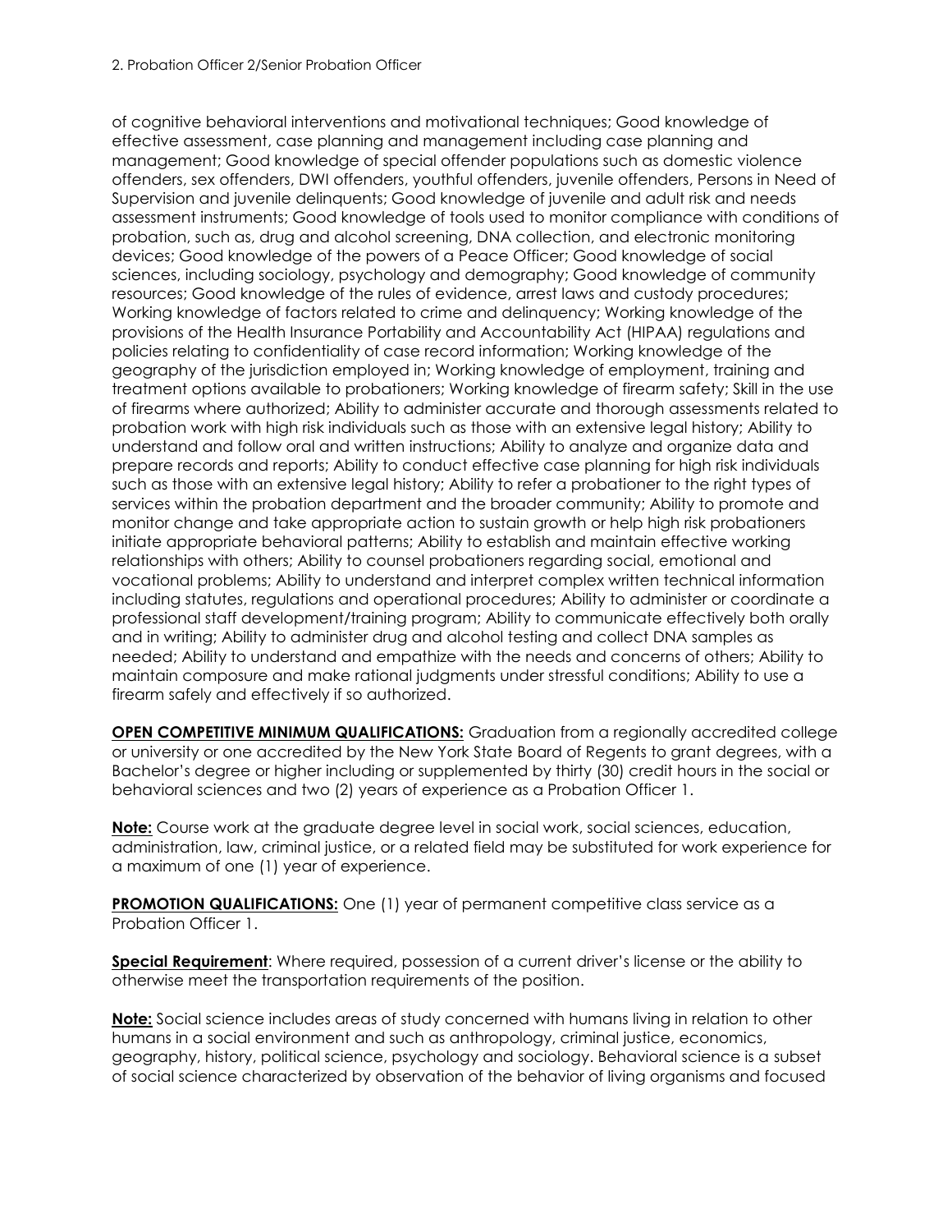of cognitive behavioral interventions and motivational techniques; Good knowledge of effective assessment, case planning and management including case planning and management; Good knowledge of special offender populations such as domestic violence offenders, sex offenders, DWI offenders, youthful offenders, juvenile offenders, Persons in Need of Supervision and juvenile delinquents; Good knowledge of juvenile and adult risk and needs assessment instruments; Good knowledge of tools used to monitor compliance with conditions of probation, such as, drug and alcohol screening, DNA collection, and electronic monitoring devices; Good knowledge of the powers of a Peace Officer; Good knowledge of social sciences, including sociology, psychology and demography; Good knowledge of community resources; Good knowledge of the rules of evidence, arrest laws and custody procedures; Working knowledge of factors related to crime and delinquency; Working knowledge of the provisions of the Health Insurance Portability and Accountability Act (HIPAA) regulations and policies relating to confidentiality of case record information; Working knowledge of the geography of the jurisdiction employed in; Working knowledge of employment, training and treatment options available to probationers; Working knowledge of firearm safety; Skill in the use of firearms where authorized; Ability to administer accurate and thorough assessments related to probation work with high risk individuals such as those with an extensive legal history; Ability to understand and follow oral and written instructions; Ability to analyze and organize data and prepare records and reports; Ability to conduct effective case planning for high risk individuals such as those with an extensive legal history; Ability to refer a probationer to the right types of services within the probation department and the broader community; Ability to promote and monitor change and take appropriate action to sustain growth or help high risk probationers initiate appropriate behavioral patterns; Ability to establish and maintain effective working relationships with others; Ability to counsel probationers regarding social, emotional and vocational problems; Ability to understand and interpret complex written technical information including statutes, regulations and operational procedures; Ability to administer or coordinate a professional staff development/training program; Ability to communicate effectively both orally and in writing; Ability to administer drug and alcohol testing and collect DNA samples as needed; Ability to understand and empathize with the needs and concerns of others; Ability to maintain composure and make rational judgments under stressful conditions; Ability to use a firearm safely and effectively if so authorized.

**OPEN COMPETITIVE MINIMUM QUALIFICATIONS:** Graduation from a regionally accredited college or university or one accredited by the New York State Board of Regents to grant degrees, with a Bachelor's degree or higher including or supplemented by thirty (30) credit hours in the social or behavioral sciences and two (2) years of experience as a Probation Officer 1.

**Note:** Course work at the graduate degree level in social work, social sciences, education, administration, law, criminal justice, or a related field may be substituted for work experience for a maximum of one (1) year of experience.

**PROMOTION QUALIFICATIONS:** One (1) year of permanent competitive class service as a Probation Officer 1.

**Special Requirement**: Where required, possession of a current driver's license or the ability to otherwise meet the transportation requirements of the position.

**Note:** Social science includes areas of study concerned with humans living in relation to other humans in a social environment and such as anthropology, criminal justice, economics, geography, history, political science, psychology and sociology. Behavioral science is a subset of social science characterized by observation of the behavior of living organisms and focused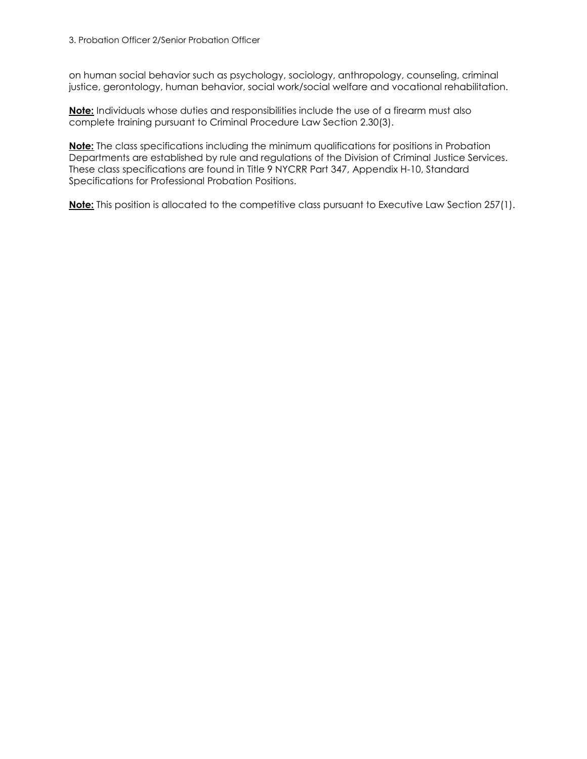on human social behavior such as psychology, sociology, anthropology, counseling, criminal justice, gerontology, human behavior, social work/social welfare and vocational rehabilitation.

**Note:** Individuals whose duties and responsibilities include the use of a firearm must also complete training pursuant to Criminal Procedure Law Section 2.30(3).

**Note:** The class specifications including the minimum qualifications for positions in Probation Departments are established by rule and regulations of the Division of Criminal Justice Services. These class specifications are found in Title 9 NYCRR Part 347, Appendix H-10, Standard Specifications for Professional Probation Positions.

**Note:** This position is allocated to the competitive class pursuant to Executive Law Section 257(1).